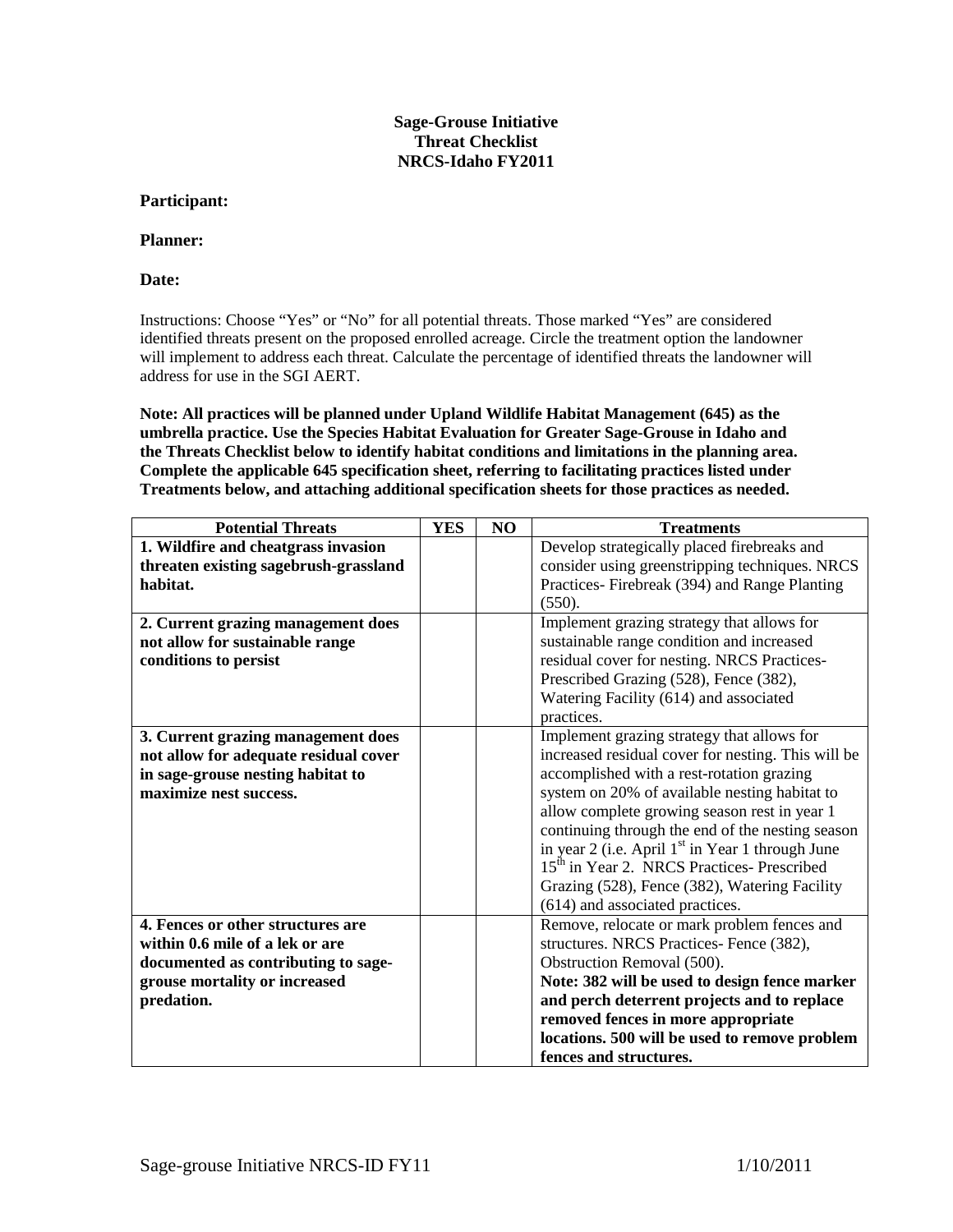**Sage-Grouse Initiative**
**Threat Checklist**
**NRCS-Idaho FY2011**

**Participant:**

**Planner:**

**Date:**

Instructions: Choose "Yes" or "No" for all potential threats. Those marked "Yes" are considered identified threats present on the proposed enrolled acreage. Circle the treatment option the landowner will implement to address each threat. Calculate the percentage of identified threats the landowner will address for use in the SGI AERT.

**Note: All practices will be planned under Upland Wildlife Habitat Management (645) as the umbrella practice. Use the Species Habitat Evaluation for Greater Sage-Grouse in Idaho and the Threats Checklist below to identify habitat conditions and limitations in the planning area. Complete the applicable 645 specification sheet, referring to facilitating practices listed under Treatments below, and attaching additional specification sheets for those practices as needed.**

| Potential Threats | YES | NO | Treatments |
|---|---|---|---|
| **1. Wildfire and cheatgrass invasion threaten existing sagebrush-grassland habitat.** | | | Develop strategically placed firebreaks and consider using greenstripping techniques. NRCS Practices- Firebreak (394) and Range Planting (550). |
| **2. Current grazing management does not allow for sustainable range conditions to persist** | | | Implement grazing strategy that allows for sustainable range condition and increased residual cover for nesting. NRCS Practices- Prescribed Grazing (528), Fence (382), Watering Facility (614) and associated practices. |
| **3. Current grazing management does not allow for adequate residual cover in sage-grouse nesting habitat to maximize nest success.** | | | Implement grazing strategy that allows for increased residual cover for nesting. This will be accomplished with a rest-rotation grazing system on 20% of available nesting habitat to allow complete growing season rest in year 1 continuing through the end of the nesting season in year 2 (i.e. April 1st in Year 1 through June 15th in Year 2. NRCS Practices- Prescribed Grazing (528), Fence (382), Watering Facility (614) and associated practices. |
| **4. Fences or other structures are within 0.6 mile of a lek or are documented as contributing to sage-grouse mortality or increased predation.** | | | Remove, relocate or mark problem fences and structures. NRCS Practices- Fence (382), Obstruction Removal (500). **Note: 382 will be used to design fence marker and perch deterrent projects and to replace removed fences in more appropriate locations. 500 will be used to remove problem fences and structures.** |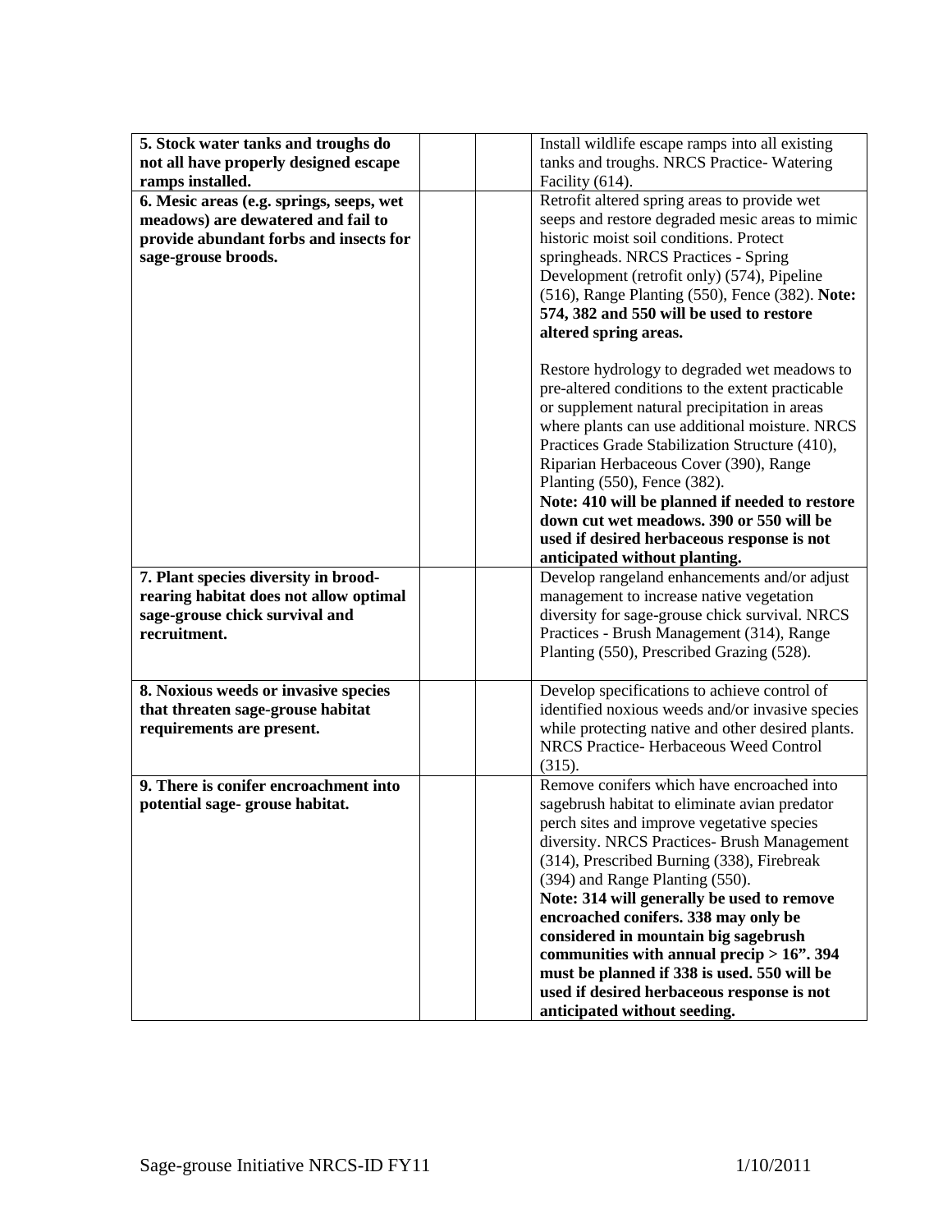| | | | |
|---|---|---|---|
| **5. Stock water tanks and troughs do not all have properly designed escape ramps installed.** | | | Install wildlife escape ramps into all existing tanks and troughs. NRCS Practice- Watering Facility (614). |
| **6. Mesic areas (e.g. springs, seeps, wet meadows) are dewatered and fail to provide abundant forbs and insects for sage-grouse broods.** | | | Retrofit altered spring areas to provide wet seeps and restore degraded mesic areas to mimic historic moist soil conditions. Protect springheads. NRCS Practices - Spring Development (retrofit only) (574), Pipeline (516), Range Planting (550), Fence (382). **Note: 574, 382 and 550 will be used to restore altered spring areas.**<br><br>Restore hydrology to degraded wet meadows to pre-altered conditions to the extent practicable or supplement natural precipitation in areas where plants can use additional moisture. NRCS Practices Grade Stabilization Structure (410), Riparian Herbaceous Cover (390), Range Planting (550), Fence (382).<br>**Note: 410 will be planned if needed to restore down cut wet meadows. 390 or 550 will be used if desired herbaceous response is not anticipated without planting.** |
| **7. Plant species diversity in brood-rearing habitat does not allow optimal sage-grouse chick survival and recruitment.** | | | Develop rangeland enhancements and/or adjust management to increase native vegetation diversity for sage-grouse chick survival. NRCS Practices - Brush Management (314), Range Planting (550), Prescribed Grazing (528). |
| **8. Noxious weeds or invasive species that threaten sage-grouse habitat requirements are present.** | | | Develop specifications to achieve control of identified noxious weeds and/or invasive species while protecting native and other desired plants. NRCS Practice- Herbaceous Weed Control (315). |
| **9. There is conifer encroachment into potential sage- grouse habitat.** | | | Remove conifers which have encroached into sagebrush habitat to eliminate avian predator perch sites and improve vegetative species diversity. NRCS Practices- Brush Management (314), Prescribed Burning (338), Firebreak (394) and Range Planting (550).<br>**Note: 314 will generally be used to remove encroached conifers. 338 may only be considered in mountain big sagebrush communities with annual precip > 16". 394 must be planned if 338 is used. 550 will be used if desired herbaceous response is not anticipated without seeding.** |